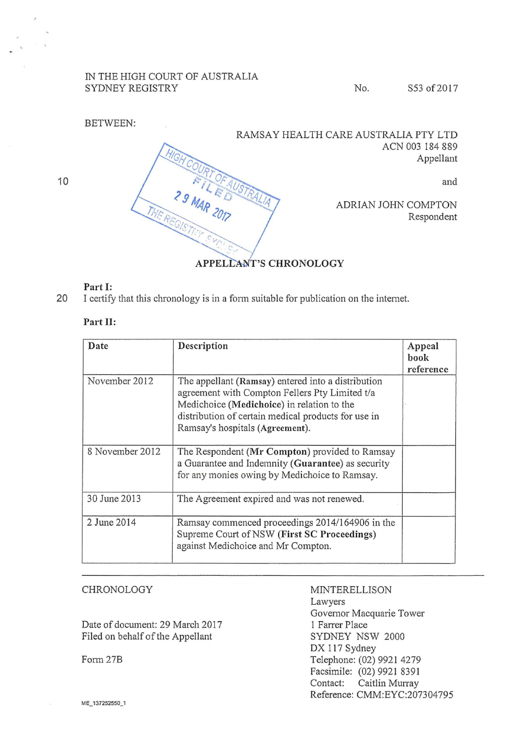IN THE HIGH COURT OF AUSTRALIA
SYDNEY REGISTRY

No. S53 of 2017

BETWEEN:

RAMSAY HEALTH CARE AUSTRALIA PTY LTD
ACN 003 184 889
Appellant

and

ADRIAN JOHN COMPTON
Respondent

HIGH COURT OF AUSTRALIA
FILED
29 MAR 2017
THE REGISTRY SYDNEY

## APPELLANT'S CHRONOLOGY

**Part I:**

I certify that this chronology is in a form suitable for publication on the internet.

**Part II:**

| Date | Description | Appeal book reference |
|---|---|---|
| November 2012 | The appellant (**Ramsay**) entered into a distribution agreement with Compton Fellers Pty Limited t/a Medichoice (**Medichoice**) in relation to the distribution of certain medical products for use in Ramsay's hospitals (**Agreement**). | |
| 8 November 2012 | The Respondent (**Mr Compton**) provided to Ramsay a Guarantee and Indemnity (**Guarantee**) as security for any monies owing by Medichoice to Ramsay. | |
| 30 June 2013 | The Agreement expired and was not renewed. | |
| 2 June 2014 | Ramsay commenced proceedings 2014/164906 in the Supreme Court of NSW (**First SC Proceedings**) against Medichoice and Mr Compton. | |

CHRONOLOGY

Date of document: 29 March 2017
Filed on behalf of the Appellant

Form 27B

MINTERELLISON
Lawyers
Governor Macquarie Tower
1 Farrer Place
SYDNEY NSW 2000
DX 117 Sydney
Telephone: (02) 9921 4279
Facsimile: (02) 9921 8391
Contact: Caitlin Murray
Reference: CMM:EYC:207304795

ME_137252550_1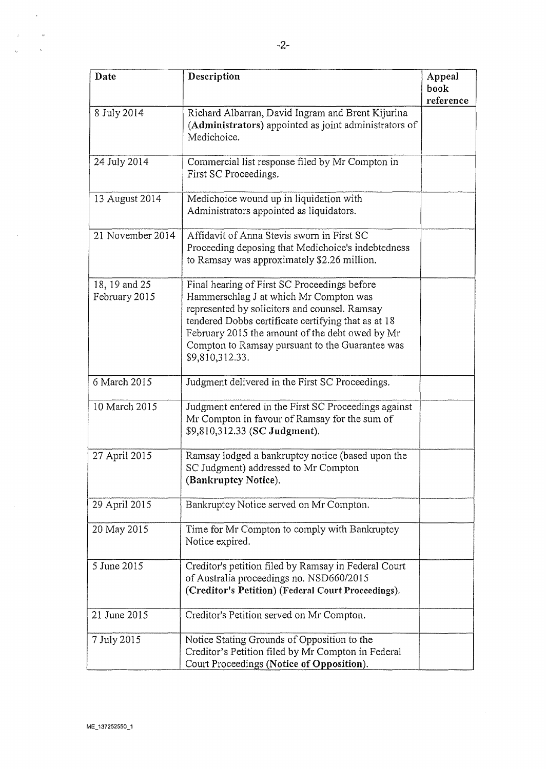| Date | Description | Appeal book reference |
|---|---|---|
| 8 July 2014 | Richard Albarran, David Ingram and Brent Kijurina (**Administrators**) appointed as joint administrators of Medichoice. | |
| 24 July 2014 | Commercial list response filed by Mr Compton in First SC Proceedings. | |
| 13 August 2014 | Medichoice wound up in liquidation with Administrators appointed as liquidators. | |
| 21 November 2014 | Affidavit of Anna Stevis sworn in First SC Proceeding deposing that Medichoice's indebtedness to Ramsay was approximately $2.26 million. | |
| 18, 19 and 25 February 2015 | Final hearing of First SC Proceedings before Hammerschlag J at which Mr Compton was represented by solicitors and counsel. Ramsay tendered Dobbs certificate certifying that as at 18 February 2015 the amount of the debt owed by Mr Compton to Ramsay pursuant to the Guarantee was $9,810,312.33. | |
| 6 March 2015 | Judgment delivered in the First SC Proceedings. | |
| 10 March 2015 | Judgment entered in the First SC Proceedings against Mr Compton in favour of Ramsay for the sum of $9,810,312.33 (**SC Judgment**). | |
| 27 April 2015 | Ramsay lodged a bankruptcy notice (based upon the SC Judgment) addressed to Mr Compton (**Bankruptcy Notice**). | |
| 29 April 2015 | Bankruptcy Notice served on Mr Compton. | |
| 20 May 2015 | Time for Mr Compton to comply with Bankruptcy Notice expired. | |
| 5 June 2015 | Creditor's petition filed by Ramsay in Federal Court of Australia proceedings no. NSD660/2015 (**Creditor's Petition**) (**Federal Court Proceedings**). | |
| 21 June 2015 | Creditor's Petition served on Mr Compton. | |
| 7 July 2015 | Notice Stating Grounds of Opposition to the Creditor's Petition filed by Mr Compton in Federal Court Proceedings (**Notice of Opposition**). | |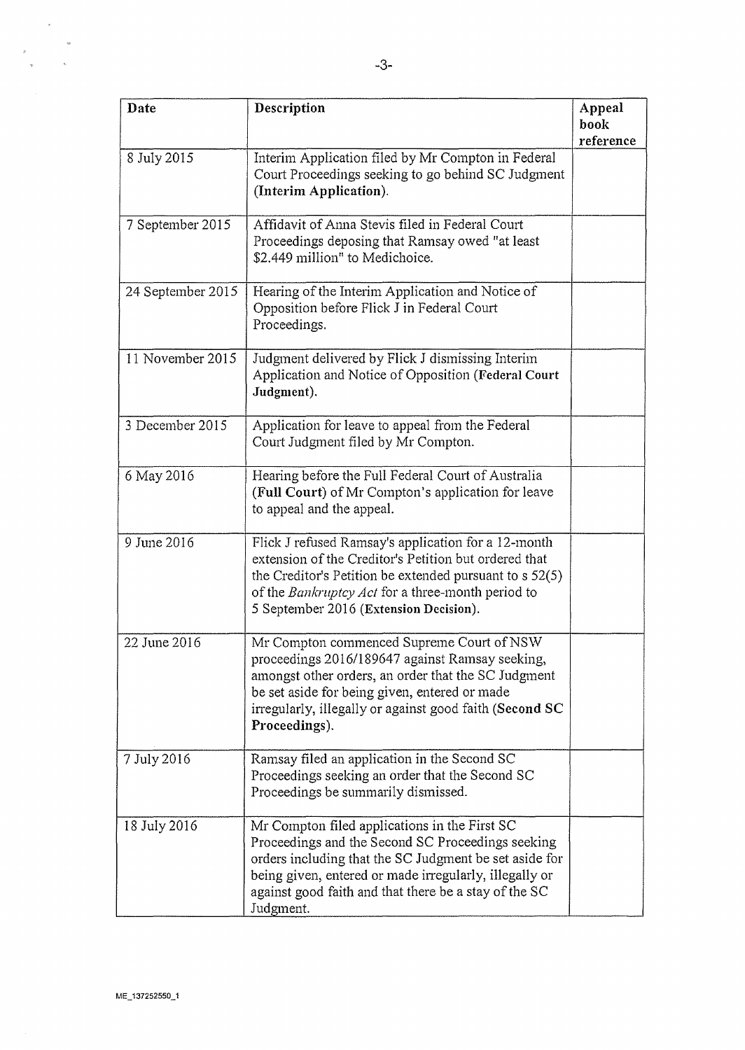| Date | Description | Appeal book reference |
| --- | --- | --- |
| 8 July 2015 | Interim Application filed by Mr Compton in Federal Court Proceedings seeking to go behind SC Judgment (**Interim Application**). | |
| 7 September 2015 | Affidavit of Anna Stevis filed in Federal Court Proceedings deposing that Ramsay owed "at least $2.449 million" to Medichoice. | |
| 24 September 2015 | Hearing of the Interim Application and Notice of Opposition before Flick J in Federal Court Proceedings. | |
| 11 November 2015 | Judgment delivered by Flick J dismissing Interim Application and Notice of Opposition (**Federal Court Judgment**). | |
| 3 December 2015 | Application for leave to appeal from the Federal Court Judgment filed by Mr Compton. | |
| 6 May 2016 | Hearing before the Full Federal Court of Australia (**Full Court**) of Mr Compton's application for leave to appeal and the appeal. | |
| 9 June 2016 | Flick J refused Ramsay's application for a 12-month extension of the Creditor's Petition but ordered that the Creditor's Petition be extended pursuant to s 52(5) of the *Bankruptcy Act* for a three-month period to 5 September 2016 (**Extension Decision**). | |
| 22 June 2016 | Mr Compton commenced Supreme Court of NSW proceedings 2016/189647 against Ramsay seeking, amongst other orders, an order that the SC Judgment be set aside for being given, entered or made irregularly, illegally or against good faith (**Second SC Proceedings**). | |
| 7 July 2016 | Ramsay filed an application in the Second SC Proceedings seeking an order that the Second SC Proceedings be summarily dismissed. | |
| 18 July 2016 | Mr Compton filed applications in the First SC Proceedings and the Second SC Proceedings seeking orders including that the SC Judgment be set aside for being given, entered or made irregularly, illegally or against good faith and that there be a stay of the SC Judgment. | |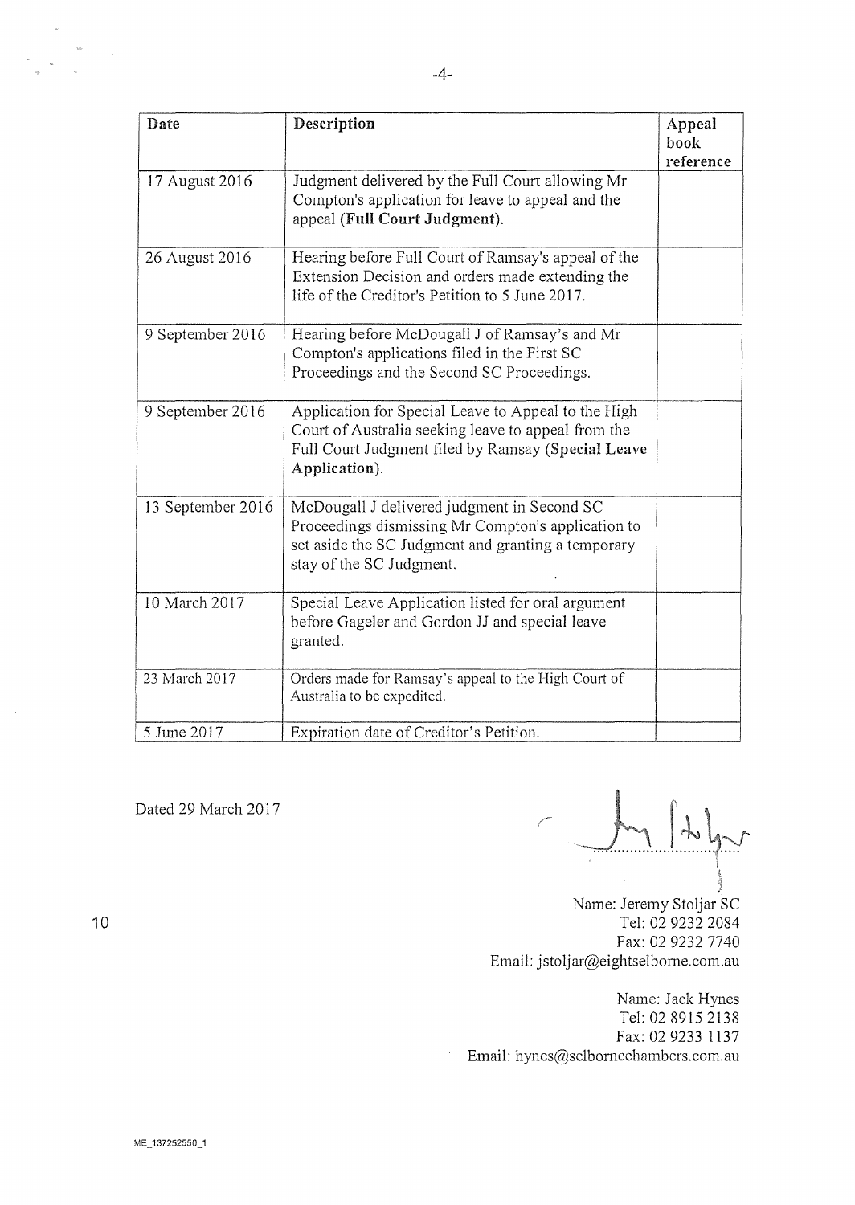| Date | Description | Appeal book reference |
|---|---|---|
| 17 August 2016 | Judgment delivered by the Full Court allowing Mr Compton's application for leave to appeal and the appeal (**Full Court Judgment**). | |
| 26 August 2016 | Hearing before Full Court of Ramsay's appeal of the Extension Decision and orders made extending the life of the Creditor's Petition to 5 June 2017. | |
| 9 September 2016 | Hearing before McDougall J of Ramsay's and Mr Compton's applications filed in the First SC Proceedings and the Second SC Proceedings. | |
| 9 September 2016 | Application for Special Leave to Appeal to the High Court of Australia seeking leave to appeal from the Full Court Judgment filed by Ramsay (**Special Leave Application**). | |
| 13 September 2016 | McDougall J delivered judgment in Second SC Proceedings dismissing Mr Compton's application to set aside the SC Judgment and granting a temporary stay of the SC Judgment. | |
| 10 March 2017 | Special Leave Application listed for oral argument before Gageler and Gordon JJ and special leave granted. | |
| 23 March 2017 | Orders made for Ramsay's appeal to the High Court of Australia to be expedited. | |
| 5 June 2017 | Expiration date of Creditor's Petition. | |

Dated 29 March 2017

Name: Jeremy Stoljar SC
Tel: 02 9232 2084
Fax: 02 9232 7740
Email: jstoljar@eightselborne.com.au

Name: Jack Hynes
Tel: 02 8915 2138
Fax: 02 9233 1137
Email: hynes@selbornechambers.com.au